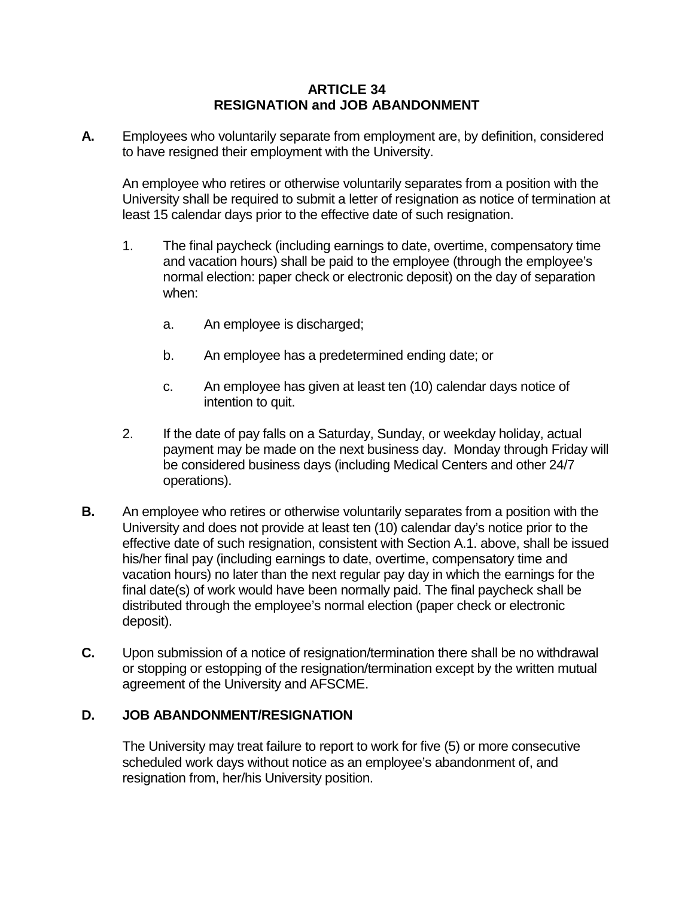# ARTICLE 34
# RESIGNATION and JOB ABANDONMENT

**A.** Employees who voluntarily separate from employment are, by definition, considered to have resigned their employment with the University.

An employee who retires or otherwise voluntarily separates from a position with the University shall be required to submit a letter of resignation as notice of termination at least 15 calendar days prior to the effective date of such resignation.

1. The final paycheck (including earnings to date, overtime, compensatory time and vacation hours) shall be paid to the employee (through the employee's normal election: paper check or electronic deposit) on the day of separation when:

   a. An employee is discharged;

   b. An employee has a predetermined ending date; or

   c. An employee has given at least ten (10) calendar days notice of intention to quit.

2. If the date of pay falls on a Saturday, Sunday, or weekday holiday, actual payment may be made on the next business day. Monday through Friday will be considered business days (including Medical Centers and other 24/7 operations).

**B.** An employee who retires or otherwise voluntarily separates from a position with the University and does not provide at least ten (10) calendar day's notice prior to the effective date of such resignation, consistent with Section A.1. above, shall be issued his/her final pay (including earnings to date, overtime, compensatory time and vacation hours) no later than the next regular pay day in which the earnings for the final date(s) of work would have been normally paid. The final paycheck shall be distributed through the employee's normal election (paper check or electronic deposit).

**C.** Upon submission of a notice of resignation/termination there shall be no withdrawal or stopping or estopping of the resignation/termination except by the written mutual agreement of the University and AFSCME.

**D. JOB ABANDONMENT/RESIGNATION**

The University may treat failure to report to work for five (5) or more consecutive scheduled work days without notice as an employee's abandonment of, and resignation from, her/his University position.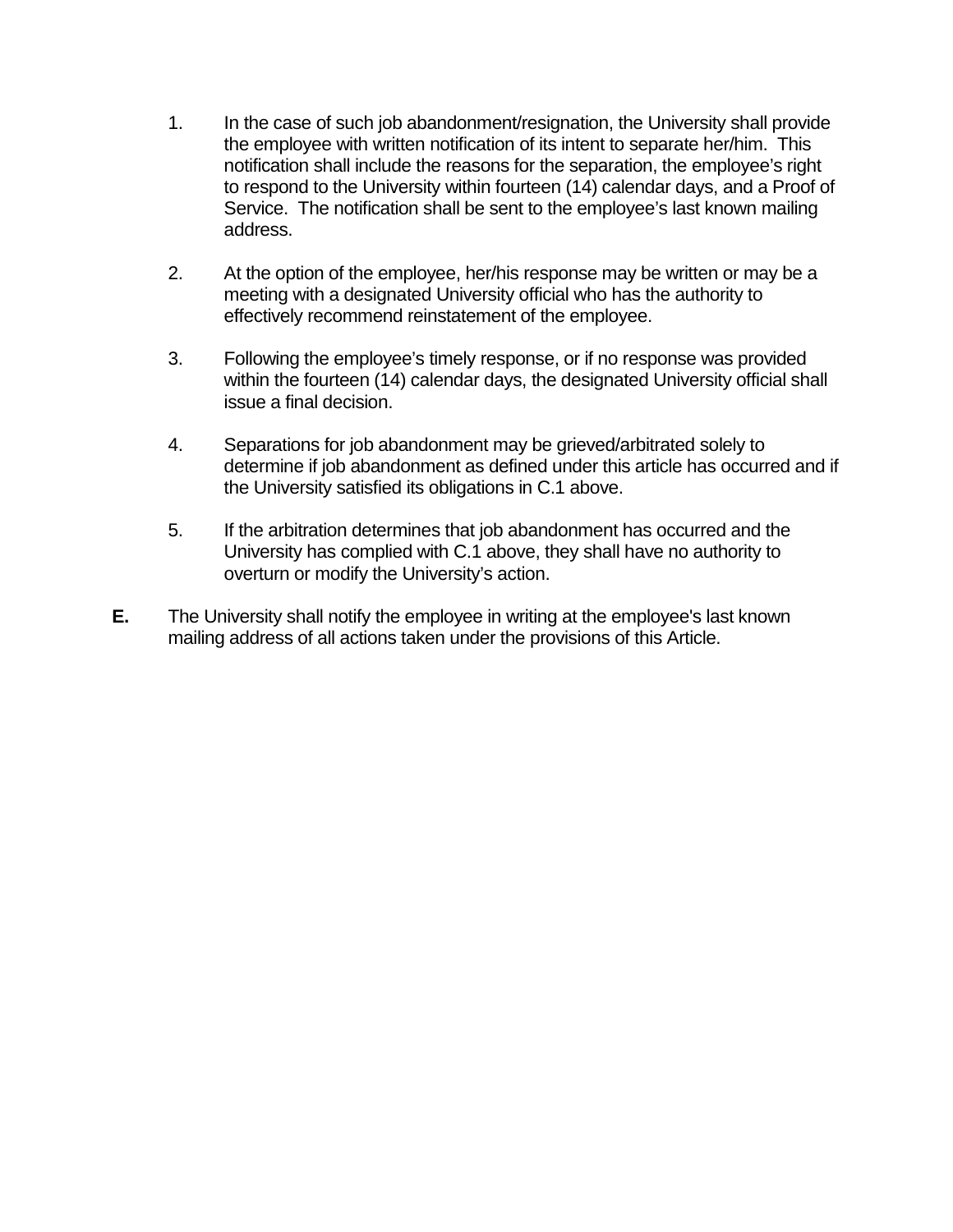1. In the case of such job abandonment/resignation, the University shall provide the employee with written notification of its intent to separate her/him. This notification shall include the reasons for the separation, the employee's right to respond to the University within fourteen (14) calendar days, and a Proof of Service. The notification shall be sent to the employee's last known mailing address.

2. At the option of the employee, her/his response may be written or may be a meeting with a designated University official who has the authority to effectively recommend reinstatement of the employee.

3. Following the employee's timely response, or if no response was provided within the fourteen (14) calendar days, the designated University official shall issue a final decision.

4. Separations for job abandonment may be grieved/arbitrated solely to determine if job abandonment as defined under this article has occurred and if the University satisfied its obligations in C.1 above.

5. If the arbitration determines that job abandonment has occurred and the University has complied with C.1 above, they shall have no authority to overturn or modify the University's action.

**E.** The University shall notify the employee in writing at the employee's last known mailing address of all actions taken under the provisions of this Article.